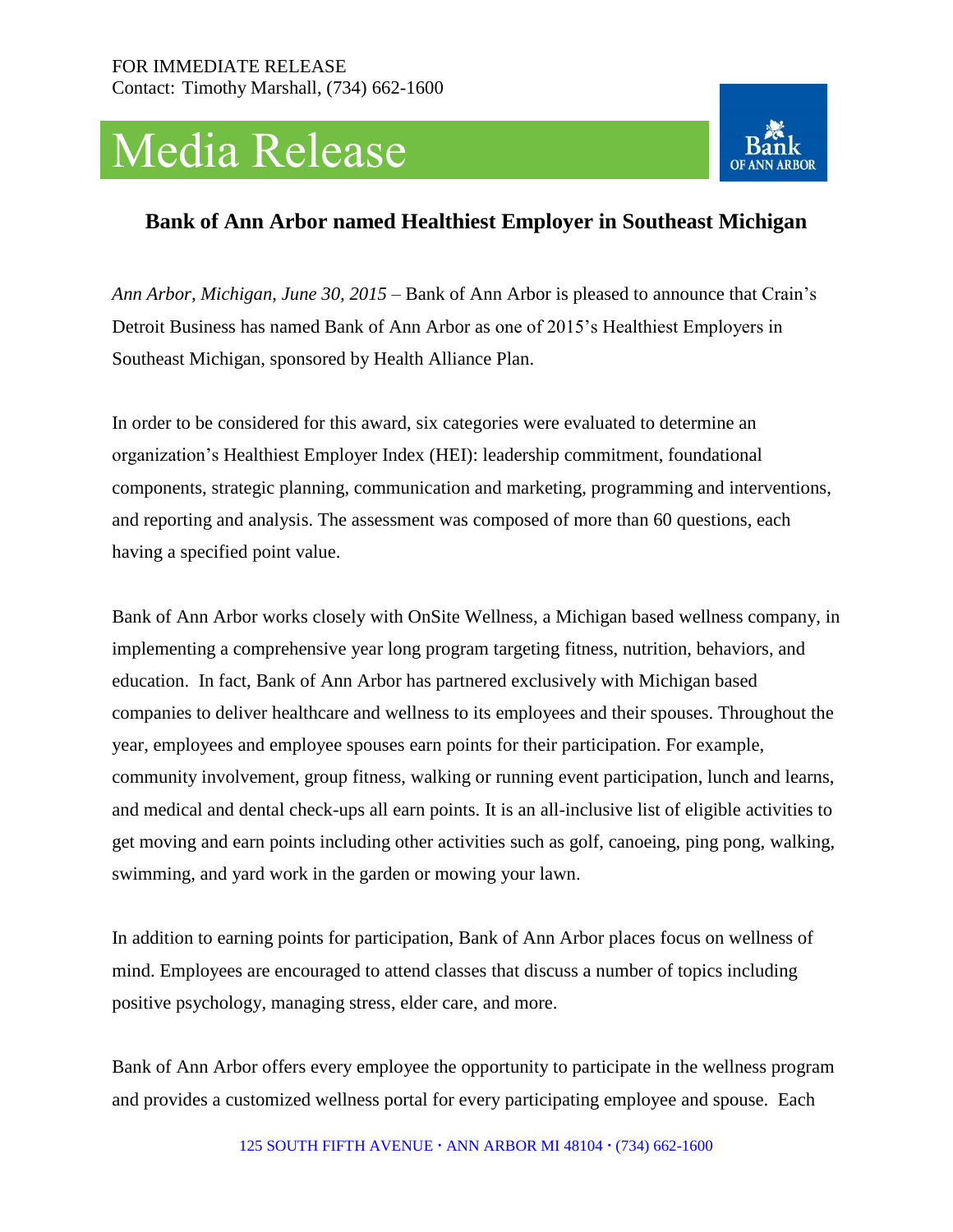FOR IMMEDIATE RELEASE
Contact: Timothy Marshall, (734) 662-1600

# Media Release

Bank OF ANN ARBOR

## Bank of Ann Arbor named Healthiest Employer in Southeast Michigan

*Ann Arbor, Michigan, June 30, 2015* – Bank of Ann Arbor is pleased to announce that Crain's Detroit Business has named Bank of Ann Arbor as one of 2015's Healthiest Employers in Southeast Michigan, sponsored by Health Alliance Plan.

In order to be considered for this award, six categories were evaluated to determine an organization's Healthiest Employer Index (HEI): leadership commitment, foundational components, strategic planning, communication and marketing, programming and interventions, and reporting and analysis. The assessment was composed of more than 60 questions, each having a specified point value.

Bank of Ann Arbor works closely with OnSite Wellness, a Michigan based wellness company, in implementing a comprehensive year long program targeting fitness, nutrition, behaviors, and education. In fact, Bank of Ann Arbor has partnered exclusively with Michigan based companies to deliver healthcare and wellness to its employees and their spouses. Throughout the year, employees and employee spouses earn points for their participation. For example, community involvement, group fitness, walking or running event participation, lunch and learns, and medical and dental check-ups all earn points. It is an all-inclusive list of eligible activities to get moving and earn points including other activities such as golf, canoeing, ping pong, walking, swimming, and yard work in the garden or mowing your lawn.

In addition to earning points for participation, Bank of Ann Arbor places focus on wellness of mind. Employees are encouraged to attend classes that discuss a number of topics including positive psychology, managing stress, elder care, and more.

Bank of Ann Arbor offers every employee the opportunity to participate in the wellness program and provides a customized wellness portal for every participating employee and spouse. Each

125 SOUTH FIFTH AVENUE · ANN ARBOR MI 48104 · (734) 662-1600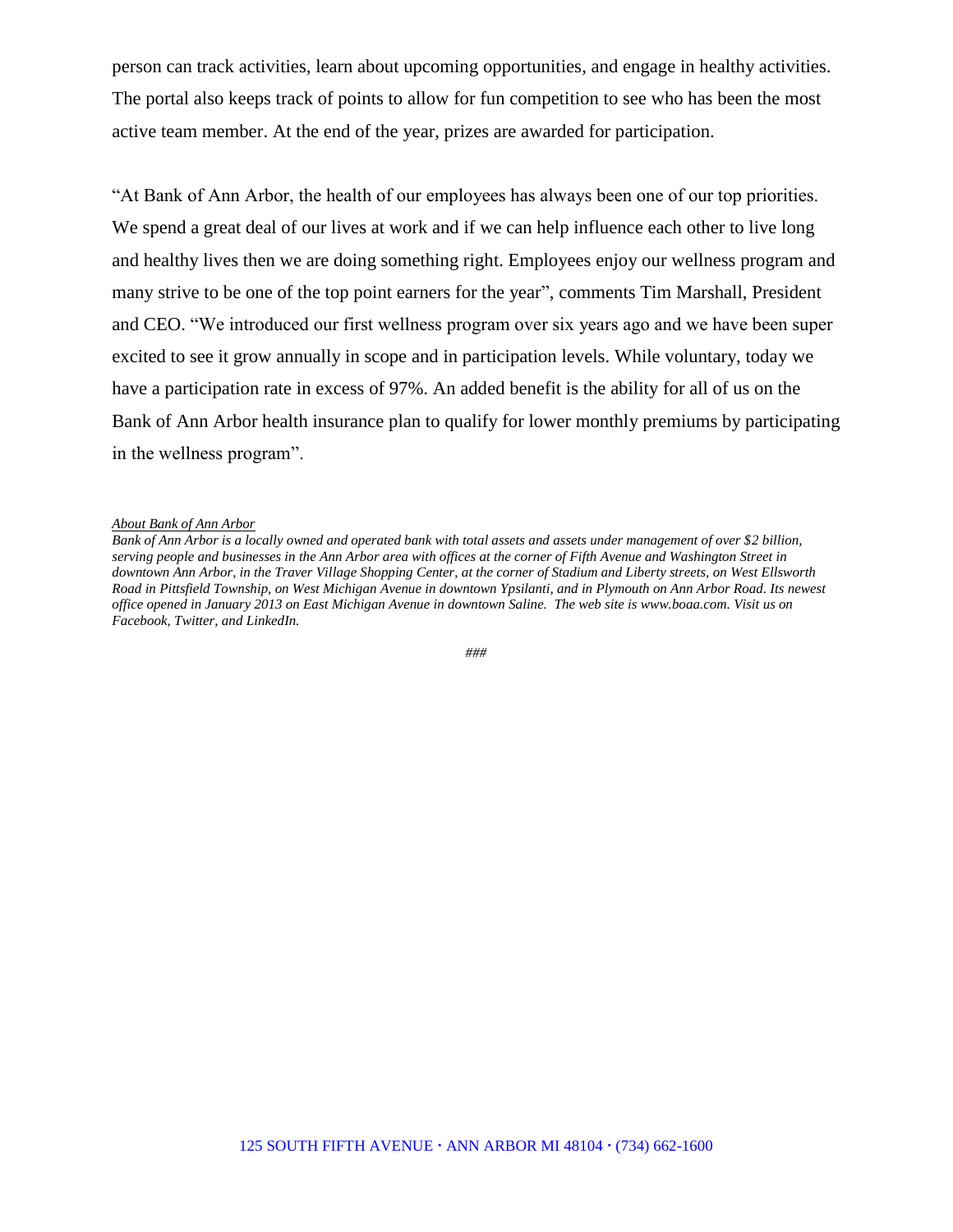person can track activities, learn about upcoming opportunities, and engage in healthy activities. The portal also keeps track of points to allow for fun competition to see who has been the most active team member. At the end of the year, prizes are awarded for participation.

"At Bank of Ann Arbor, the health of our employees has always been one of our top priorities. We spend a great deal of our lives at work and if we can help influence each other to live long and healthy lives then we are doing something right. Employees enjoy our wellness program and many strive to be one of the top point earners for the year", comments Tim Marshall, President and CEO. "We introduced our first wellness program over six years ago and we have been super excited to see it grow annually in scope and in participation levels. While voluntary, today we have a participation rate in excess of 97%. An added benefit is the ability for all of us on the Bank of Ann Arbor health insurance plan to qualify for lower monthly premiums by participating in the wellness program".

*About Bank of Ann Arbor*

*Bank of Ann Arbor is a locally owned and operated bank with total assets and assets under management of over $2 billion, serving people and businesses in the Ann Arbor area with offices at the corner of Fifth Avenue and Washington Street in downtown Ann Arbor, in the Traver Village Shopping Center, at the corner of Stadium and Liberty streets, on West Ellsworth Road in Pittsfield Township, on West Michigan Avenue in downtown Ypsilanti, and in Plymouth on Ann Arbor Road. Its newest office opened in January 2013 on East Michigan Avenue in downtown Saline. The web site is www.boaa.com. Visit us on Facebook, Twitter, and LinkedIn.*

*###*

125 SOUTH FIFTH AVENUE · ANN ARBOR MI 48104 · (734) 662-1600